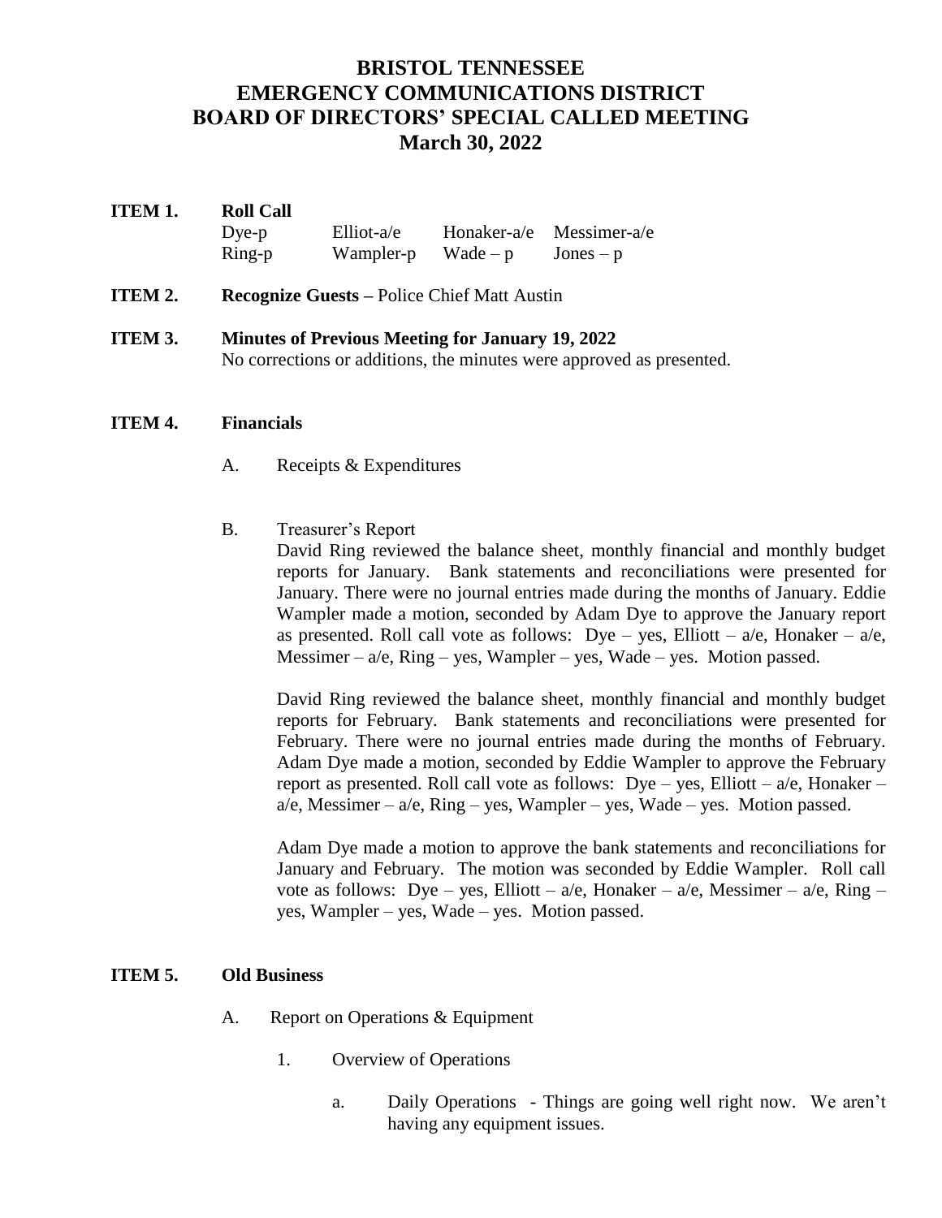# BRISTOL TENNESSEE EMERGENCY COMMUNICATIONS DISTRICT BOARD OF DIRECTORS' SPECIAL CALLED MEETING March 30, 2022

**ITEM 1. Roll Call**

| | | | |
|---|---|---|---|
| Dye-p | Elliot-a/e | Honaker-a/e | Messimer-a/e |
| Ring-p | Wampler-p | Wade – p | Jones – p |

**ITEM 2. Recognize Guests –** Police Chief Matt Austin

**ITEM 3. Minutes of Previous Meeting for January 19, 2022**

No corrections or additions, the minutes were approved as presented.

**ITEM 4. Financials**

A. Receipts & Expenditures

B. Treasurer's Report

David Ring reviewed the balance sheet, monthly financial and monthly budget reports for January. Bank statements and reconciliations were presented for January. There were no journal entries made during the months of January. Eddie Wampler made a motion, seconded by Adam Dye to approve the January report as presented. Roll call vote as follows: Dye – yes, Elliott – a/e, Honaker – a/e, Messimer – a/e, Ring – yes, Wampler – yes, Wade – yes. Motion passed.

David Ring reviewed the balance sheet, monthly financial and monthly budget reports for February. Bank statements and reconciliations were presented for February. There were no journal entries made during the months of February. Adam Dye made a motion, seconded by Eddie Wampler to approve the February report as presented. Roll call vote as follows: Dye – yes, Elliott – a/e, Honaker – a/e, Messimer – a/e, Ring – yes, Wampler – yes, Wade – yes. Motion passed.

Adam Dye made a motion to approve the bank statements and reconciliations for January and February. The motion was seconded by Eddie Wampler. Roll call vote as follows: Dye – yes, Elliott – a/e, Honaker – a/e, Messimer – a/e, Ring – yes, Wampler – yes, Wade – yes. Motion passed.

**ITEM 5. Old Business**

A. Report on Operations & Equipment

1. Overview of Operations

a. Daily Operations - Things are going well right now. We aren't having any equipment issues.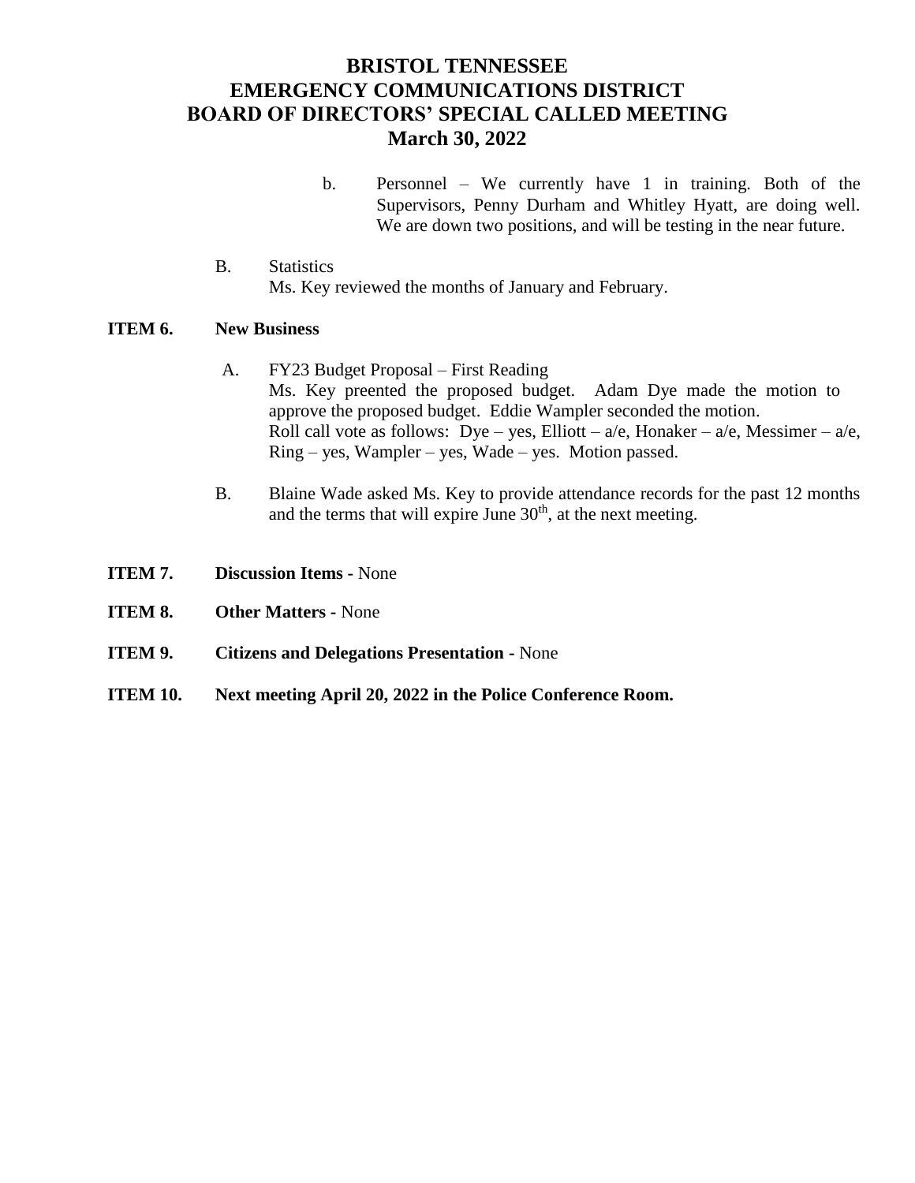# BRISTOL TENNESSEE EMERGENCY COMMUNICATIONS DISTRICT BOARD OF DIRECTORS' SPECIAL CALLED MEETING March 30, 2022

b. Personnel – We currently have 1 in training. Both of the Supervisors, Penny Durham and Whitley Hyatt, are doing well. We are down two positions, and will be testing in the near future.

B. Statistics
Ms. Key reviewed the months of January and February.

**ITEM 6. New Business**

A. FY23 Budget Proposal – First Reading
Ms. Key preented the proposed budget. Adam Dye made the motion to approve the proposed budget. Eddie Wampler seconded the motion.
Roll call vote as follows: Dye – yes, Elliott – a/e, Honaker – a/e, Messimer – a/e, Ring – yes, Wampler – yes, Wade – yes. Motion passed.

B. Blaine Wade asked Ms. Key to provide attendance records for the past 12 months and the terms that will expire June 30th, at the next meeting.

**ITEM 7. Discussion Items -** None

**ITEM 8. Other Matters -** None

**ITEM 9. Citizens and Delegations Presentation -** None

**ITEM 10. Next meeting April 20, 2022 in the Police Conference Room.**